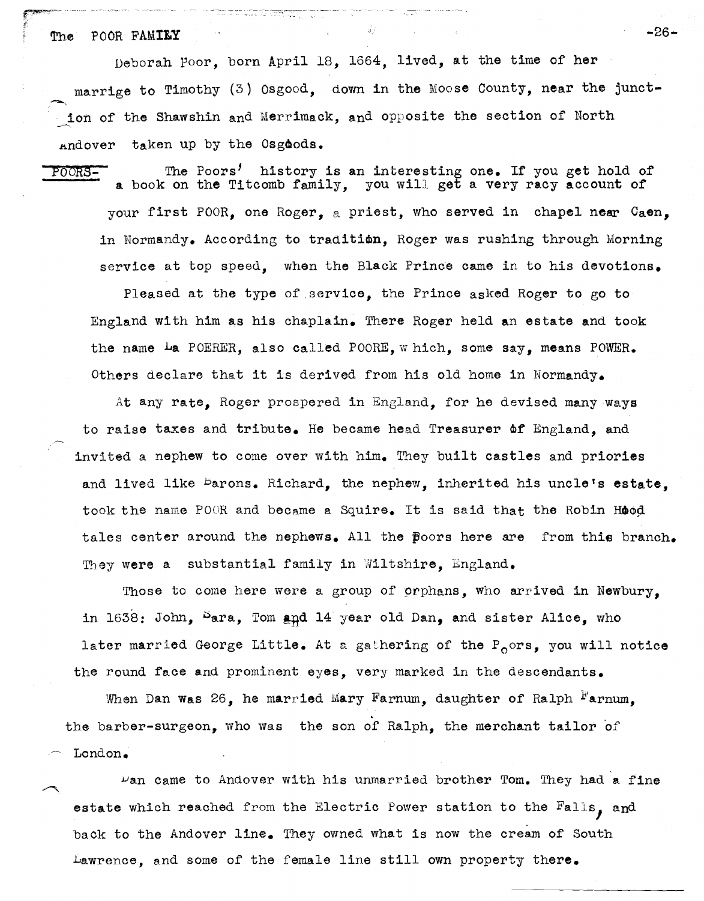# The POOR FAMILY

Deborah Poor, born April 18, 1664, lived, at the time of her marrige to Timothy (3) Osgood, down in the Moose County, near the junction of the Shawshin and Merrimack, and opposite the section of North Andover taken up by the Osgoods.

POORS- The Poors' history is an interesting one. If you get hold of a book on the Titcomb family, you will get a very racy account of your first POOR, one Roger, a priest, who served in chapel near Caen, in Normandy. According to tradition, Roger was rushing through Morning service at top speed, when the Black Prince came in to his devotions.

Pleased at the type of service, the Prince asked Roger to go to England with him as his chaplain. There Roger held an estate and took the name La POERER, also called POORE, which, some say, means POWER. Others declare that it is derived from his old home in Normandy.

At any rate, Roger prospered in England, for he devised many ways to raise taxes and tribute. He became head Treasurer of England, and invited a nephew to come over with him. They built castles and priories and lived like Barons. Richard, the nephew, inherited his uncle's estate, took the name POOR and became a Squire. It is said that the Robin Hood tales center around the nephews. All the Poors here are from this branch. They were a substantial family in Wiltshire, England.

Those to come here were a group of orphans, who arrived in Newbury, in 1638: John, Sara, Tom and 14 year old Dan, and sister Alice, who later married George Little. At a gathering of the Poors, you will notice the round face and prominent eyes, very marked in the descendants.

When Dan was 26, he married Mary Farnum, daughter of Ralph Farnum, the barber-surgeon, who was the son of Ralph, the merchant tailor of London.

Dan came to Andover with his unmarried brother Tom. They had a fine estate which reached from the Electric Power station to the Falls, and back to the Andover line. They owned what is now the cream of South Lawrence, and some of the female line still own property there.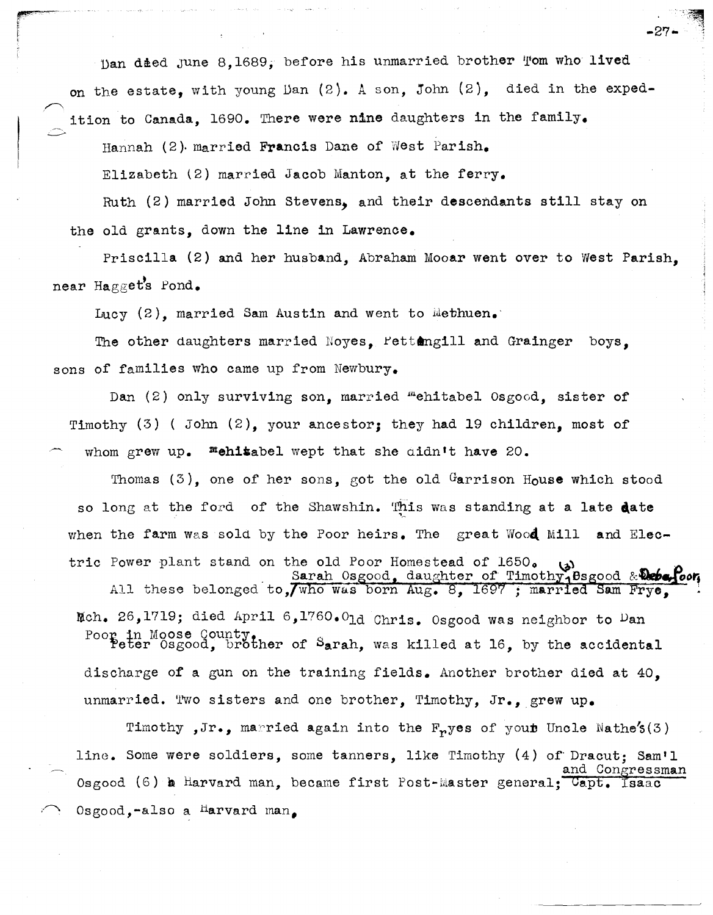Dan died June 8,1689, before his unmarried brother Tom who lived on the estate, with young Dan (2). A son, John (2), died in the expedition to Canada, 1690. There were **nine** daughters in the family.

Hannah (2) married **Francis** Dane of West Parish.

Elizabeth (2) married Jacob Manton, at the ferry.

Ruth (2) married John Stevens, and their descendants still stay on the old grants, down the line in Lawrence.

Priscilla (2) and her husband, Abraham Mooar went over to West Parish, near Hagget's Pond.

Lucy (2), married Sam Austin and went to Methuen.

The other daughters married Noyes, Pettingill and Grainger boys, sons of families who came up from Newbury.

Dan (2) only surviving son, married Mehitabel Osgood, sister of Timothy (3) ( John (2), your ancestor; they had 19 children, most of whom grew up. Mehitabel wept that she didn't have 20.

Thomas (3), one of her sons, got the old Garrison House which stood so long at the ford of the Shawshin. This was standing at a late date when the farm was sold by the Poor heirs. The great Wood Mill and Electric Power plant stand on the old Poor Homestead of 1650.

All these belonged to, Sarah Osgood, daughter of Timothy (3) Osgood & Deba Poor, who was born Aug. 8, 1697 ; married Sam Frye, Mch. 26,1719; died April 6,1760. Old Chris. Osgood was neighbor to Dan Poor in Moose County.

Peter Osgood, brother of Sarah, was killed at 16, by the accidental discharge of a gun on the training fields. Another brother died at 40, unmarried. Two sisters and one brother, Timothy, Jr., grew up.

Timothy ,Jr., married again into the Fryes of your Uncle Nathe's(3) line. Some were soldiers, some tanners, like Timothy (4) of Dracut; Sam'l Osgood (6) a Harvard man, became first Post-Master general and Congressman; Capt. Isaac Osgood,-also a Harvard man,